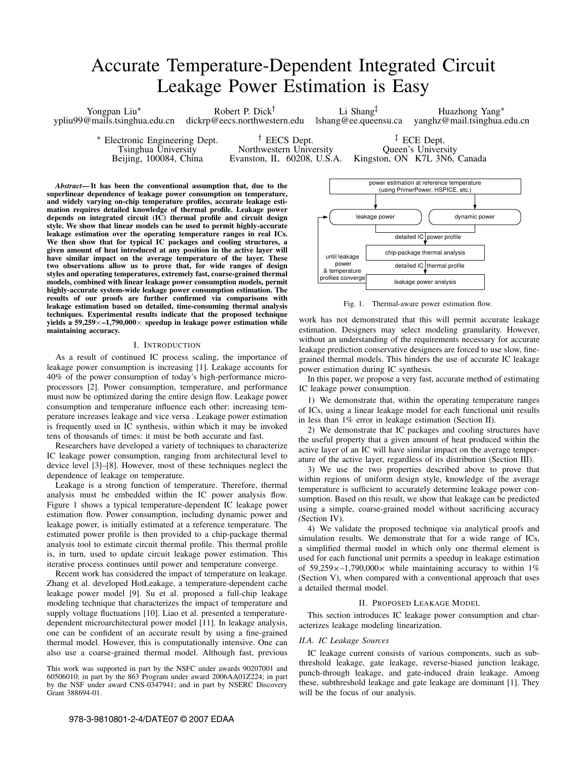# Accurate Temperature-Dependent Integrated Circuit Leakage Power Estimation is Easy

Yongpan Liu* ypliu99@mails.tsinghua.edu.cn
Robert P. Dick† dickrp@eecs.northwestern.edu
Li Shang‡ lshang@ee.queensu.ca
Huazhong Yang* yanghz@mail.tsinghua.edu.cn

* Electronic Engineering Dept., Tsinghua University, Beijing, 100084, China
† EECS Dept., Northwestern University, Evanston, IL 60208, U.S.A.
‡ ECE Dept., Queen's University, Kingston, ON K7L 3N6, Canada

***Abstract*— It has been the conventional assumption that, due to the superlinear dependence of leakage power consumption on temperature, and widely varying on-chip temperature profiles, accurate leakage estimation requires detailed knowledge of thermal profile. Leakage power depends on integrated circuit (IC) thermal profile and circuit design style. We show that linear models can be used to permit highly-accurate leakage estimation over the operating temperature ranges in real ICs. We then show that for typical IC packages and cooling structures, a given amount of heat introduced at any position in the active layer will have similar impact on the average temperature of the layer. These two observations allow us to prove that, for wide ranges of design styles and operating temperatures, extremely fast, coarse-grained thermal models, combined with linear leakage power consumption models, permit highly-accurate system-wide leakage power consumption estimation. The results of our proofs are further confirmed via comparisons with leakage estimation based on detailed, time-consuming thermal analysis techniques. Experimental results indicate that the proposed technique yields a 59,259×–1,790,000× speedup in leakage power estimation while maintaining accuracy.**

## I. Introduction

As a result of continued IC process scaling, the importance of leakage power consumption is increasing [1]. Leakage accounts for 40% of the power consumption of today's high-performance microprocessors [2]. Power consumption, temperature, and performance must now be optimized during the entire design flow. Leakage power consumption and temperature influence each other: increasing temperature increases leakage and vice versa . Leakage power estimation is frequently used in IC synthesis, within which it may be invoked tens of thousands of times: it must be both accurate and fast.

Researchers have developed a variety of techniques to characterize IC leakage power consumption, ranging from architectural level to device level [3]–[8]. However, most of these techniques neglect the dependence of leakage on temperature.

Leakage is a strong function of temperature. Therefore, thermal analysis must be embedded within the IC power analysis flow. Figure 1 shows a typical temperature-dependent IC leakage power estimation flow. Power consumption, including dynamic power and leakage power, is initially estimated at a reference temperature. The estimated power profile is then provided to a chip-package thermal analysis tool to estimate circuit thermal profile. This thermal profile is, in turn, used to update circuit leakage power estimation. This iterative process continues until power and temperature converge.

Recent work has considered the impact of temperature on leakage. Zhang et al. developed HotLeakage, a temperature-dependent cache leakage power model [9]. Su et al. proposed a full-chip leakage modeling technique that characterizes the impact of temperature and supply voltage fluctuations [10]. Liao et al. presented a temperature-dependent microarchitectural power model [11]. In leakage analysis, one can be confident of an accurate result by using a fine-grained thermal model. However, this is computationally intensive. One can also use a coarse-grained thermal model. Although fast, previous work has not demonstrated that this will permit accurate leakage estimation. Designers may select modeling granularity. However, without an understanding of the requirements necessary for accurate leakage prediction conservative designers are forced to use slow, fine-grained thermal models. This hinders the use of accurate IC leakage power estimation during IC synthesis.

This work was supported in part by the NSFC under awards 90207001 and 60506010; in part by the 863 Program under award 2006AA01Z224; in part by the NSF under award CNS-0347941; and in part by NSERC Discovery Grant 388694-01.

power estimation at reference temperature
(using PrimerPower, HSPICE, etc.)
leakage power
dynamic power
detailed IC power profile
chip-package thermal analysis
detailed IC thermal profile
leakage power analysis
until leakage power & temperature profiles converge

Fig. 1. Thermal-aware power estimation flow.

In this paper, we propose a very fast, accurate method of estimating IC leakage power consumption.

1) We demonstrate that, within the operating temperature ranges of ICs, using a linear leakage model for each functional unit results in less than 1% error in leakage estimation (Section II).

2) We demonstrate that IC packages and cooling structures have the useful property that a given amount of heat produced within the active layer of an IC will have similar impact on the average temperature of the active layer, regardless of its distribution (Section III).

3) We use the two properties described above to prove that within regions of uniform design style, knowledge of the average temperature is sufficient to accurately determine leakage power consumption. Based on this result, we show that leakage can be predicted using a simple, coarse-grained model without sacrificing accuracy (Section IV).

4) We validate the proposed technique via analytical proofs and simulation results. We demonstrate that for a wide range of ICs, a simplified thermal model in which only one thermal element is used for each functional unit permits a speedup in leakage estimation of 59,259×–1,790,000× while maintaining accuracy to within 1% (Section V), when compared with a conventional approach that uses a detailed thermal model.

## II. Proposed Leakage Model

This section introduces IC leakage power consumption and characterizes leakage modeling linearization.

### II.A. IC Leakage Sources

IC leakage current consists of various components, such as subthreshold leakage, gate leakage, reverse-biased junction leakage, punch-through leakage, and gate-induced drain leakage. Among these, subthreshold leakage and gate leakage are dominant [1]. They will be the focus of our analysis.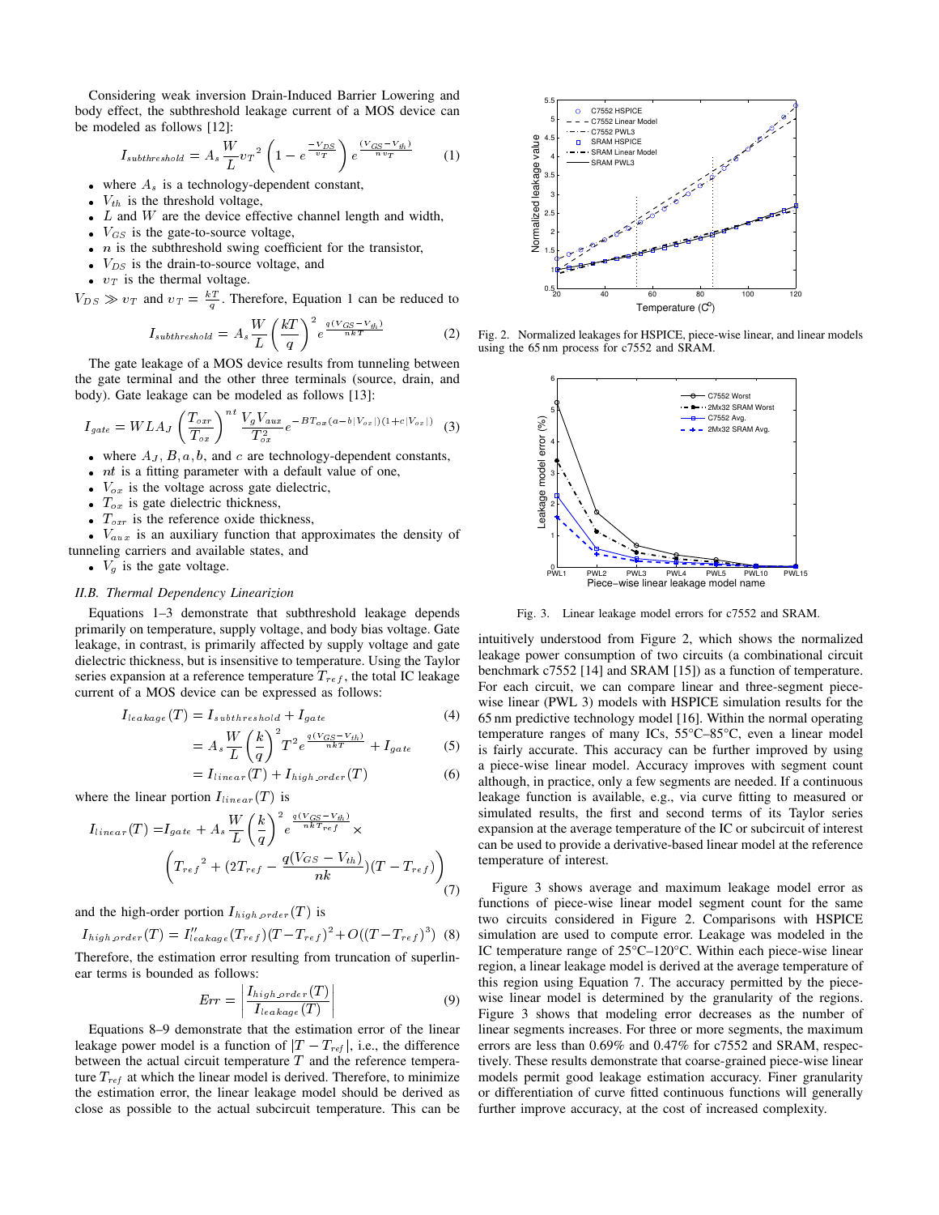Considering weak inversion Drain-Induced Barrier Lowering and body effect, the subthreshold leakage current of a MOS device can be modeled as follows [12]:

$$I_{subthreshold} = A_s \frac{W}{L} {v_T}^2 \left(1 - e^{\frac{-V_{DS}}{v_T}}\right) e^{\frac{(V_{GS}-V_{th})}{n v_T}} \quad (1)$$

- where $A_s$ is a technology-dependent constant,
- $V_{th}$ is the threshold voltage,
- $L$ and $W$ are the device effective channel length and width,
- $V_{GS}$ is the gate-to-source voltage,
- $n$ is the subthreshold swing coefficient for the transistor,
- $V_{DS}$ is the drain-to-source voltage, and
- $v_T$ is the thermal voltage.

$V_{DS} \gg v_T$ and $v_T = \frac{kT}{q}$. Therefore, Equation 1 can be reduced to

$$I_{subthreshold} = A_s \frac{W}{L} \left(\frac{kT}{q}\right)^2 e^{\frac{q(V_{GS}-V_{th})}{nkT}} \quad (2)$$

The gate leakage of a MOS device results from tunneling between the gate terminal and the other three terminals (source, drain, and body). Gate leakage can be modeled as follows [13]:

$$I_{gate} = WLA_J \left(\frac{T_{oxr}}{T_{ox}}\right)^{nt} \frac{V_g V_{aux}}{T_{ox}^2} e^{-BT_{ox}(a-b|V_{ox}|)(1+c|V_{ox}|)} \quad (3)$$

- where $A_J$, $B, a, b$, and $c$ are technology-dependent constants,
- $nt$ is a fitting parameter with a default value of one,
- $V_{ox}$ is the voltage across gate dielectric,
- $T_{ox}$ is gate dielectric thickness,
- $T_{oxr}$ is the reference oxide thickness,
- $V_{aux}$ is an auxiliary function that approximates the density of tunneling carriers and available states, and
- $V_g$ is the gate voltage.

### II.B. Thermal Dependency Linearizion

Equations 1–3 demonstrate that subthreshold leakage depends primarily on temperature, supply voltage, and body bias voltage. Gate leakage, in contrast, is primarily affected by supply voltage and gate dielectric thickness, but is insensitive to temperature. Using the Taylor series expansion at a reference temperature $T_{ref}$, the total IC leakage current of a MOS device can be expressed as follows:

$$I_{leakage}(T) = I_{subthreshold} + I_{gate} \quad (4)$$

$$= A_s \frac{W}{L} \left(\frac{k}{q}\right)^2 T^2 e^{\frac{q(V_{GS}-V_{th})}{nkT}} + I_{gate} \quad (5)$$

$$= I_{linear}(T) + I_{high\_order}(T) \quad (6)$$

where the linear portion $I_{linear}(T)$ is

$$I_{linear}(T) = I_{gate} + A_s \frac{W}{L} \left(\frac{k}{q}\right)^2 e^{\frac{q(V_{GS}-V_{th})}{nkT_{ref}}} \times \left({T_{ref}}^2 + (2T_{ref} - \frac{q(V_{GS}-V_{th})}{nk})(T - T_{ref})\right) \quad (7)$$

and the high-order portion $I_{high\_order}(T)$ is

$$I_{high\_order}(T) = I''_{leakage}(T_{ref})(T - T_{ref})^2 + O((T - T_{ref})^3) \quad (8)$$

Therefore, the estimation error resulting from truncation of superlinear terms is bounded as follows:

$$Err = \left|\frac{I_{high\_order}(T)}{I_{leakage}(T)}\right| \quad (9)$$

Equations 8–9 demonstrate that the estimation error of the linear leakage power model is a function of $|T - T_{ref}|$, i.e., the difference between the actual circuit temperature $T$ and the reference temperature $T_{ref}$ at which the linear model is derived. Therefore, to minimize the estimation error, the linear leakage model should be derived as close as possible to the actual subcircuit temperature. This can be intuitively understood from Figure 2, which shows the normalized leakage power consumption of two circuits (a combinational circuit benchmark c7552 [14] and SRAM [15]) as a function of temperature. For each circuit, we can compare linear and three-segment piece-wise linear (PWL 3) models with HSPICE simulation results for the 65 nm predictive technology model [16]. Within the normal operating temperature ranges of many ICs, 55°C–85°C, even a linear model is fairly accurate. This accuracy can be further improved by using a piece-wise linear model. Accuracy improves with segment count although, in practice, only a few segments are needed. If a continuous leakage function is available, e.g., via curve fitting to measured or simulated results, the first and second terms of its Taylor series expansion at the average temperature of the IC or subcircuit of interest can be used to provide a derivative-based linear model at the reference temperature of interest.

Fig. 2. Normalized leakages for HSPICE, piece-wise linear, and linear models using the 65 nm process for c7552 and SRAM.

Fig. 3. Linear leakage model errors for c7552 and SRAM.

Figure 3 shows average and maximum leakage model error as functions of piece-wise linear model segment count for the same two circuits considered in Figure 2. Comparisons with HSPICE simulation are used to compute error. Leakage was modeled in the IC temperature range of 25°C–120°C. Within each piece-wise linear region, a linear leakage model is derived at the average temperature of this region using Equation 7. The accuracy permitted by the piece-wise linear model is determined by the granularity of the regions. Figure 3 shows that modeling error decreases as the number of linear segments increases. For three or more segments, the maximum errors are less than 0.69% and 0.47% for c7552 and SRAM, respectively. These results demonstrate that coarse-grained piece-wise linear models permit good leakage estimation accuracy. Finer granularity or differentiation of curve fitted continuous functions will generally further improve accuracy, at the cost of increased complexity.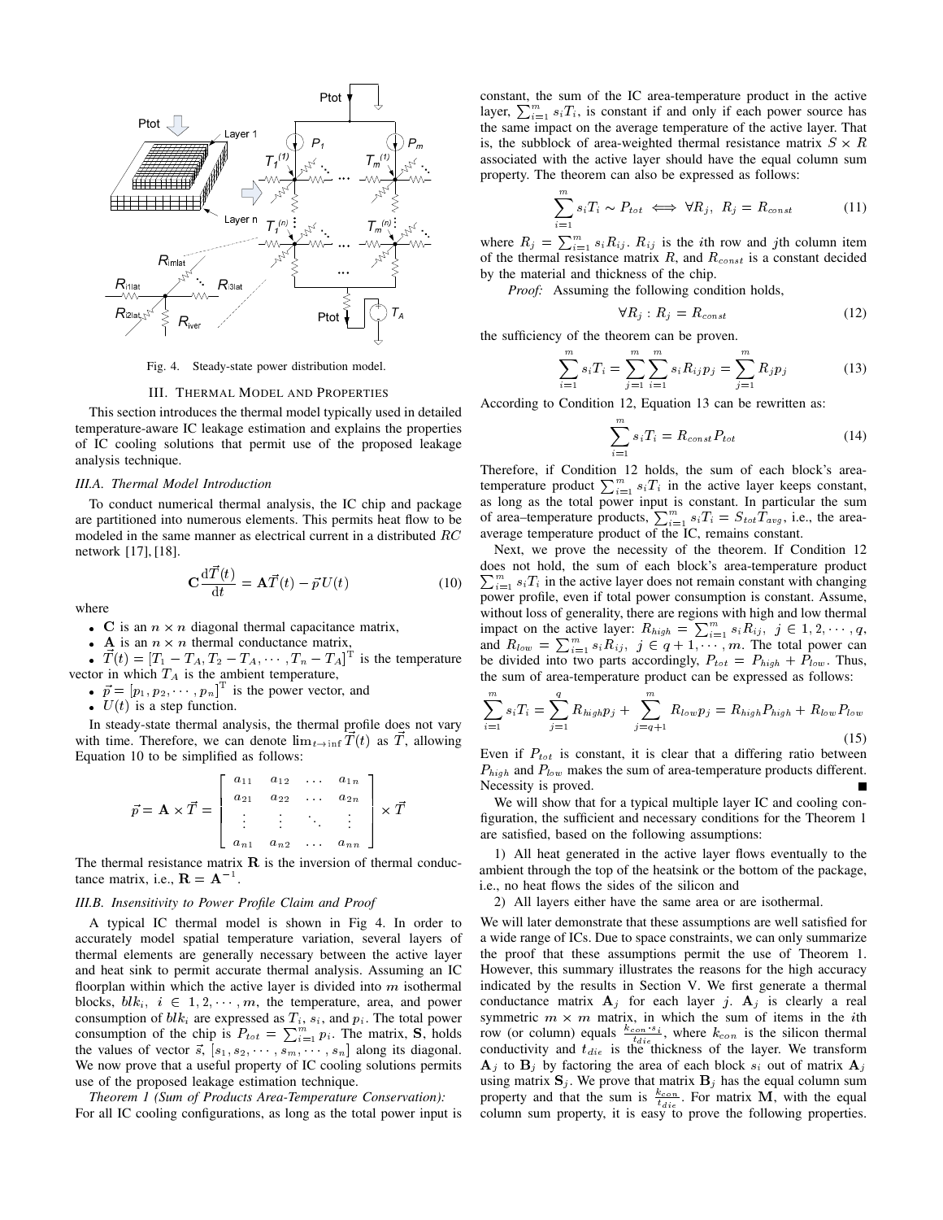Fig. 4. Steady-state power distribution model.

## III. Thermal Model and Properties

This section introduces the thermal model typically used in detailed temperature-aware IC leakage estimation and explains the properties of IC cooling solutions that permit use of the proposed leakage analysis technique.

### III.A. Thermal Model Introduction

To conduct numerical thermal analysis, the IC chip and package are partitioned into numerous elements. This permits heat flow to be modeled in the same manner as electrical current in a distributed $RC$ network [17], [18].

$$\mathbf{C}\frac{\mathrm{d}\vec{T}(t)}{\mathrm{d}t} = \mathbf{A}\vec{T}(t) - \vec{p}U(t) \tag{10}$$

where

- $\mathbf{C}$ is an $n \times n$ diagonal thermal capacitance matrix,
- $\mathbf{A}$ is an $n \times n$ thermal conductance matrix,
- $\vec{T}(t) = [T_1 - T_A, T_2 - T_A, \cdots, T_n - T_A]^{\mathrm{T}}$ is the temperature vector in which $T_A$ is the ambient temperature,
- $\vec{p} = [p_1, p_2, \cdots, p_n]^{\mathrm{T}}$ is the power vector, and
- $U(t)$ is a step function.

In steady-state thermal analysis, the thermal profile does not vary with time. Therefore, we can denote $\lim_{t\to\inf}\vec{T}(t)$ as $\vec{T}$, allowing Equation 10 to be simplified as follows:

$$\vec{p} = \mathbf{A} \times \vec{T} = \begin{bmatrix} a_{11} & a_{12} & \ldots & a_{1n} \\ a_{21} & a_{22} & \ldots & a_{2n} \\ \vdots & \vdots & \ddots & \vdots \\ a_{n1} & a_{n2} & \ldots & a_{nn} \end{bmatrix} \times \vec{T}$$

The thermal resistance matrix $\mathbf{R}$ is the inversion of thermal conductance matrix, i.e., $\mathbf{R} = \mathbf{A}^{-1}$.

### III.B. Insensitivity to Power Profile Claim and Proof

A typical IC thermal model is shown in Fig 4. In order to accurately model spatial temperature variation, several layers of thermal elements are generally necessary between the active layer and heat sink to permit accurate thermal analysis. Assuming an IC floorplan within which the active layer is divided into $m$ isothermal blocks, $blk_i$, $i \in 1, 2, \cdots, m$, the temperature, area, and power consumption of $blk_i$ are expressed as $T_i$, $s_i$, and $p_i$. The total power consumption of the chip is $P_{tot} = \sum_{i=1}^{m} p_i$. The matrix, $\mathbf{S}$, holds the values of vector $\vec{s}$, $[s_1, s_2, \cdots, s_m, \cdots, s_n]$ along its diagonal. We now prove that a useful property of IC cooling solutions permits use of the proposed leakage estimation technique.

*Theorem 1 (Sum of Products Area-Temperature Conservation):* For all IC cooling configurations, as long as the total power input is constant, the sum of the IC area-temperature product in the active layer, $\sum_{i=1}^{m} s_i T_i$, is constant if and only if each power source has the same impact on the average temperature of the active layer. That is, the subblock of area-weighted thermal resistance matrix $S \times R$ associated with the active layer should have the equal column sum property. The theorem can also be expressed as follows:

$$\sum_{i=1}^{m} s_i T_i \sim P_{tot} \iff \forall R_j,\ R_j = R_{const} \tag{11}$$

where $R_j = \sum_{i=1}^{m} s_i R_{ij}$. $R_{ij}$ is the $i$th row and $j$th column item of the thermal resistance matrix $R$, and $R_{const}$ is a constant decided by the material and thickness of the chip.

*Proof:* Assuming the following condition holds,

$$\forall R_j : R_j = R_{const} \tag{12}$$

the sufficiency of the theorem can be proven.

$$\sum_{i=1}^{m} s_i T_i = \sum_{j=1}^{m}\sum_{i=1}^{m} s_i R_{ij} p_j = \sum_{j=1}^{m} R_j p_j \tag{13}$$

According to Condition 12, Equation 13 can be rewritten as:

$$\sum_{i=1}^{m} s_i T_i = R_{const} P_{tot} \tag{14}$$

Therefore, if Condition 12 holds, the sum of each block's area-temperature product $\sum_{i=1}^{m} s_i T_i$ in the active layer keeps constant, as long as the total power input is constant. In particular the sum of area–temperature products, $\sum_{i=1}^{m} s_i T_i = S_{tot} T_{avg}$, i.e., the area-average temperature product of the IC, remains constant.

Next, we prove the necessity of the theorem. If Condition 12 does not hold, the sum of each block's area-temperature product $\sum_{i=1}^{m} s_i T_i$ in the active layer does not remain constant with changing power profile, even if total power consumption is constant. Assume, without loss of generality, there are regions with high and low thermal impact on the active layer: $R_{high} = \sum_{i=1}^{m} s_i R_{ij}$, $j \in 1, 2, \cdots, q$, and $R_{low} = \sum_{i=1}^{m} s_i R_{ij}$, $j \in q+1, \cdots, m$. The total power can be divided into two parts accordingly, $P_{tot} = P_{high} + P_{low}$. Thus, the sum of area-temperature product can be expressed as follows:

$$\sum_{i=1}^{m} s_i T_i = \sum_{j=1}^{q} R_{high} p_j + \sum_{j=q+1}^{m} R_{low} p_j = R_{high} P_{high} + R_{low} P_{low} \tag{15}$$

Even if $P_{tot}$ is constant, it is clear that a differing ratio between $P_{high}$ and $P_{low}$ makes the sum of area-temperature products different. Necessity is proved. ∎

We will show that for a typical multiple layer IC and cooling configuration, the sufficient and necessary conditions for the Theorem 1 are satisfied, based on the following assumptions:

1) All heat generated in the active layer flows eventually to the ambient through the top of the heatsink or the bottom of the package, i.e., no heat flows the sides of the silicon and

2) All layers either have the same area or are isothermal.

We will later demonstrate that these assumptions are well satisfied for a wide range of ICs. Due to space constraints, we can only summarize the proof that these assumptions permit the use of Theorem 1. However, this summary illustrates the reasons for the high accuracy indicated by the results in Section V. We first generate a thermal conductance matrix $\mathbf{A}_j$ for each layer $j$. $\mathbf{A}_j$ is clearly a real symmetric $m \times m$ matrix, in which the sum of items in the $i$th row (or column) equals $\frac{k_{con} \cdot s_i}{t_{die}}$, where $k_{con}$ is the silicon thermal conductivity and $t_{die}$ is the thickness of the layer. We transform $\mathbf{A}_j$ to $\mathbf{B}_j$ by factoring the area of each block $s_i$ out of matrix $\mathbf{A}_j$ using matrix $\mathbf{S}_j$. We prove that matrix $\mathbf{B}_j$ has the equal column sum property and that the sum is $\frac{k_{con}}{t_{die}}$. For matrix $\mathbf{M}$, with the equal column sum property, it is easy to prove the following properties.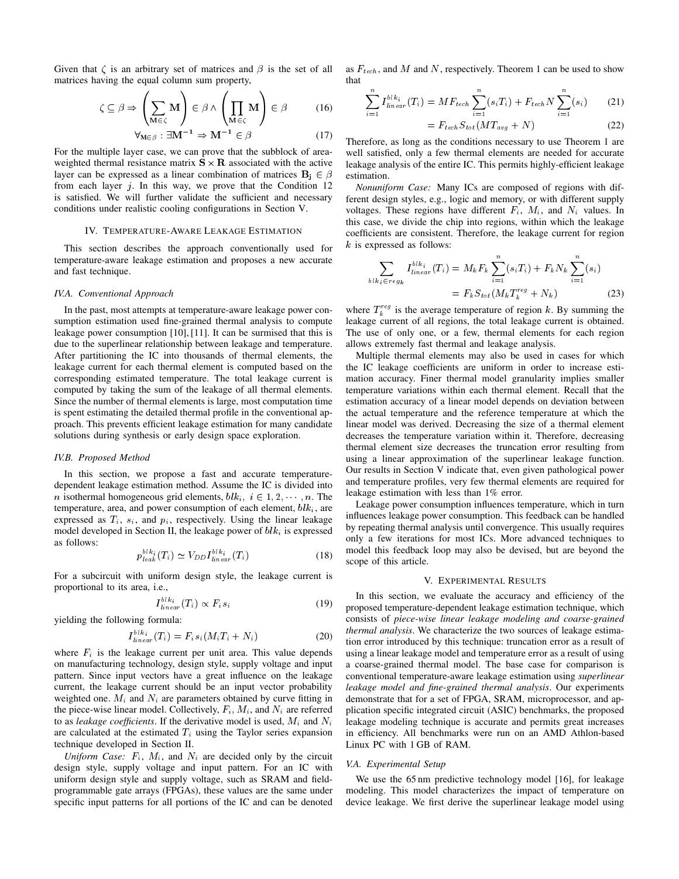Given that $\zeta$ is an arbitrary set of matrices and $\beta$ is the set of all matrices having the equal column sum property,

$$\zeta \subseteq \beta \Rightarrow \left(\sum_{\mathbf{M}\in\zeta} \mathbf{M}\right) \in \beta \wedge \left(\prod_{\mathbf{M}\in\zeta} \mathbf{M}\right) \in \beta \tag{16}$$

$$\forall_{\mathbf{M}\in\beta} : \exists \mathbf{M^{-1}} \Rightarrow \mathbf{M^{-1}} \in \beta \tag{17}$$

For the multiple layer case, we can prove that the subblock of area-weighted thermal resistance matrix $\mathbf{S} \times \mathbf{R}$ associated with the active layer can be expressed as a linear combination of matrices $\mathbf{B_j} \in \beta$ from each layer $j$. In this way, we prove that the Condition 12 is satisfied. We will further validate the sufficient and necessary conditions under realistic cooling configurations in Section V.

## IV. Temperature-Aware Leakage Estimation

This section describes the approach conventionally used for temperature-aware leakage estimation and proposes a new accurate and fast technique.

### IV.A. Conventional Approach

In the past, most attempts at temperature-aware leakage power consumption estimation used fine-grained thermal analysis to compute leakage power consumption [10], [11]. It can be surmised that this is due to the superlinear relationship between leakage and temperature. After partitioning the IC into thousands of thermal elements, the leakage current for each thermal element is computed based on the corresponding estimated temperature. The total leakage current is computed by taking the sum of the leakage of all thermal elements. Since the number of thermal elements is large, most computation time is spent estimating the detailed thermal profile in the conventional approach. This prevents efficient leakage estimation for many candidate solutions during synthesis or early design space exploration.

### IV.B. Proposed Method

In this section, we propose a fast and accurate temperature-dependent leakage estimation method. Assume the IC is divided into $n$ isothermal homogeneous grid elements, $blk_i$, $i \in 1, 2, \cdots, n$. The temperature, area, and power consumption of each element, $blk_i$, are expressed as $T_i$, $s_i$, and $p_i$, respectively. Using the linear leakage model developed in Section II, the leakage power of $blk_i$ is expressed as follows:

$$p_{leak}^{blk_i}(T_i) \simeq V_{DD} I_{linear}^{blk_i}(T_i) \tag{18}$$

For a subcircuit with uniform design style, the leakage current is proportional to its area, i.e.,

$$I_{linear}^{blk_i}(T_i) \propto F_i s_i \tag{19}$$

yielding the following formula:

$$I_{linear}^{blk_i}(T_i) = F_i s_i (M_i T_i + N_i) \tag{20}$$

where $F_i$ is the leakage current per unit area. This value depends on manufacturing technology, design style, supply voltage and input pattern. Since input vectors have a great influence on the leakage current, the leakage current should be an input vector probability weighted one. $M_i$ and $N_i$ are parameters obtained by curve fitting in the piece-wise linear model. Collectively, $F_i$, $M_i$, and $N_i$ are referred to as *leakage coefficients*. If the derivative model is used, $M_i$ and $N_i$ are calculated at the estimated $T_i$ using the Taylor series expansion technique developed in Section II.

*Uniform Case:* $F_i$, $M_i$, and $N_i$ are decided only by the circuit design style, supply voltage and input pattern. For an IC with uniform design style and supply voltage, such as SRAM and field-programmable gate arrays (FPGAs), these values are the same under specific input patterns for all portions of the IC and can be denoted as $F_{tech}$, and $M$ and $N$, respectively. Theorem 1 can be used to show that

$$\sum_{i=1}^{n} I_{linear}^{blk_i}(T_i) = M F_{tech} \sum_{i=1}^{n} (s_i T_i) + F_{tech} N \sum_{i=1}^{n} (s_i) \tag{21}$$

$$= F_{tech} S_{tot} (M T_{avg} + N) \tag{22}$$

Therefore, as long as the conditions necessary to use Theorem 1 are well satisfied, only a few thermal elements are needed for accurate leakage analysis of the entire IC. This permits highly-efficient leakage estimation.

*Nonuniform Case:* Many ICs are composed of regions with different design styles, e.g., logic and memory, or with different supply voltages. These regions have different $F_i$, $M_i$, and $N_i$ values. In this case, we divide the chip into regions, within which the leakage coefficients are consistent. Therefore, the leakage current for region $k$ is expressed as follows:

$$\sum_{blk_i \in reg_k} I_{linear}^{blk_i}(T_i) = M_k F_k \sum_{i=1}^{n} (s_i T_i) + F_k N_k \sum_{i=1}^{n} (s_i)$$
$$= F_k S_{tot} (M_k T_k^{reg} + N_k) \tag{23}$$

where $T_k^{reg}$ is the average temperature of region $k$. By summing the leakage current of all regions, the total leakage current is obtained. The use of only one, or a few, thermal elements for each region allows extremely fast thermal and leakage analysis.

Multiple thermal elements may also be used in cases for which the IC leakage coefficients are uniform in order to increase estimation accuracy. Finer thermal model granularity implies smaller temperature variations within each thermal element. Recall that the estimation accuracy of a linear model depends on deviation between the actual temperature and the reference temperature at which the linear model was derived. Decreasing the size of a thermal element decreases the temperature variation within it. Therefore, decreasing thermal element size decreases the truncation error resulting from using a linear approximation of the superlinear leakage function. Our results in Section V indicate that, even given pathological power and temperature profiles, very few thermal elements are required for leakage estimation with less than 1% error.

Leakage power consumption influences temperature, which in turn influences leakage power consumption. This feedback can be handled by repeating thermal analysis until convergence. This usually requires only a few iterations for most ICs. More advanced techniques to model this feedback loop may also be devised, but are beyond the scope of this article.

## V. Experimental Results

In this section, we evaluate the accuracy and efficiency of the proposed temperature-dependent leakage estimation technique, which consists of *piece-wise linear leakage modeling and coarse-grained thermal analysis*. We characterize the two sources of leakage estimation error introduced by this technique: truncation error as a result of using a linear leakage model and temperature error as a result of using a coarse-grained thermal model. The base case for comparison is conventional temperature-aware leakage estimation using *superlinear leakage model and fine-grained thermal analysis*. Our experiments demonstrate that for a set of FPGA, SRAM, microprocessor, and application specific integrated circuit (ASIC) benchmarks, the proposed leakage modeling technique is accurate and permits great increases in efficiency. All benchmarks were run on an AMD Athlon-based Linux PC with 1 GB of RAM.

### V.A. Experimental Setup

We use the 65 nm predictive technology model [16], for leakage modeling. This model characterizes the impact of temperature on device leakage. We first derive the superlinear leakage model using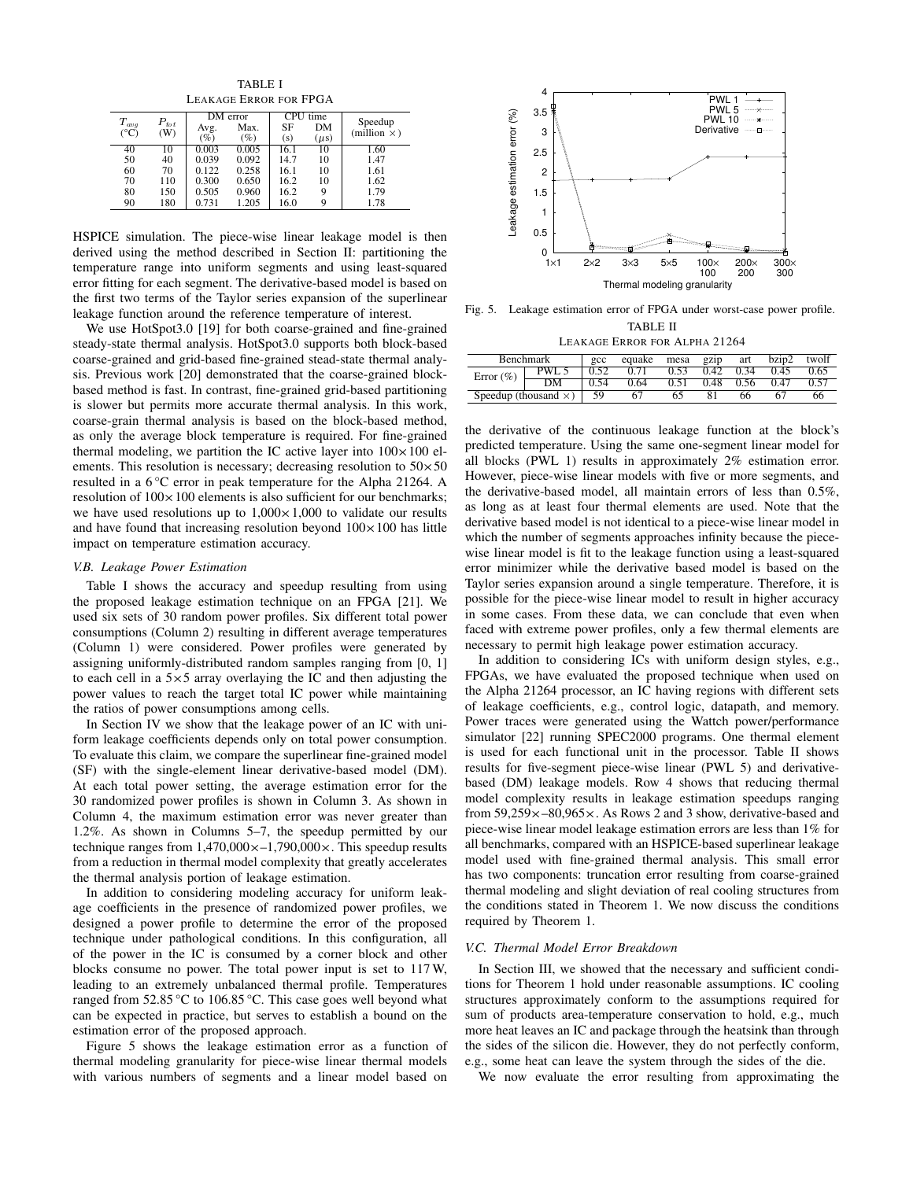TABLE I
LEAKAGE ERROR FOR FPGA

| $T_{avg}$ (°C) | $P_{tot}$ (W) | DM error | | CPU time | | Speedup (million ×) |
|---|---|---|---|---|---|---|
| | | Avg. (%) | Max. (%) | SF (s) | DM (μs) | |
| 40 | 10 | 0.003 | 0.005 | 16.1 | 10 | 1.60 |
| 50 | 40 | 0.039 | 0.092 | 14.7 | 10 | 1.47 |
| 60 | 70 | 0.122 | 0.258 | 16.1 | 10 | 1.61 |
| 70 | 110 | 0.300 | 0.650 | 16.2 | 10 | 1.62 |
| 80 | 150 | 0.505 | 0.960 | 16.2 | 9 | 1.79 |
| 90 | 180 | 0.731 | 1.205 | 16.0 | 9 | 1.78 |

HSPICE simulation. The piece-wise linear leakage model is then derived using the method described in Section II: partitioning the temperature range into uniform segments and using least-squared error fitting for each segment. The derivative-based model is based on the first two terms of the Taylor series expansion of the superlinear leakage function around the reference temperature of interest.

We use HotSpot3.0 [19] for both coarse-grained and fine-grained steady-state thermal analysis. HotSpot3.0 supports both block-based coarse-grained and grid-based fine-grained stead-state thermal analysis. Previous work [20] demonstrated that the coarse-grained block-based method is fast. In contrast, fine-grained grid-based partitioning is slower but permits more accurate thermal analysis. In this work, coarse-grain thermal analysis is based on the block-based method, as only the average block temperature is required. For fine-grained thermal modeling, we partition the IC active layer into 100×100 elements. This resolution is necessary; decreasing resolution to 50×50 resulted in a 6 °C error in peak temperature for the Alpha 21264. A resolution of 100×100 elements is also sufficient for our benchmarks; we have used resolutions up to 1,000×1,000 to validate our results and have found that increasing resolution beyond 100×100 has little impact on temperature estimation accuracy.

### V.B. Leakage Power Estimation

Table I shows the accuracy and speedup resulting from using the proposed leakage estimation technique on an FPGA [21]. We used six sets of 30 random power profiles. Six different total power consumptions (Column 2) resulting in different average temperatures (Column 1) were considered. Power profiles were generated by assigning uniformly-distributed random samples ranging from [0, 1] to each cell in a 5×5 array overlaying the IC and then adjusting the power values to reach the target total IC power while maintaining the ratios of power consumptions among cells.

In Section IV we show that the leakage power of an IC with uniform leakage coefficients depends only on total power consumption. To evaluate this claim, we compare the superlinear fine-grained model (SF) with the single-element linear derivative-based model (DM). At each total power setting, the average estimation error for the 30 randomized power profiles is shown in Column 3. As shown in Column 4, the maximum estimation error was never greater than 1.2%. As shown in Columns 5–7, the speedup permitted by our technique ranges from 1,470,000×–1,790,000×. This speedup results from a reduction in thermal model complexity that greatly accelerates the thermal analysis portion of leakage estimation.

In addition to considering modeling accuracy for uniform leakage coefficients in the presence of randomized power profiles, we designed a power profile to determine the error of the proposed technique under pathological conditions. In this configuration, all of the power in the IC is consumed by a corner block and other blocks consume no power. The total power input is set to 117 W, leading to an extremely unbalanced thermal profile. Temperatures ranged from 52.85 °C to 106.85 °C. This case goes well beyond what can be expected in practice, but serves to establish a bound on the estimation error of the proposed approach.

Figure 5 shows the leakage estimation error as a function of thermal modeling granularity for piece-wise linear thermal models with various numbers of segments and a linear model based on the derivative of the continuous leakage function at the block's predicted temperature. Using the same one-segment linear model for all blocks (PWL 1) results in approximately 2% estimation error. However, piece-wise linear models with five or more segments, and the derivative-based model, all maintain errors of less than 0.5%, as long as at least four thermal elements are used. Note that the derivative based model is not identical to a piece-wise linear model in which the number of segments approaches infinity because the piece-wise linear model is fit to the leakage function using a least-squared error minimizer while the derivative based model is based on the Taylor series expansion around a single temperature. Therefore, it is possible for the piece-wise linear model to result in higher accuracy in some cases. From these data, we can conclude that even when faced with extreme power profiles, only a few thermal elements are necessary to permit high leakage power estimation accuracy.

Fig. 5. Leakage estimation error of FPGA under worst-case power profile.

TABLE II
LEAKAGE ERROR FOR ALPHA 21264

| Benchmark | | gcc | equake | mesa | gzip | art | bzip2 | twolf |
|---|---|---|---|---|---|---|---|---|
| Error (%) | PWL 5 | 0.52 | 0.71 | 0.53 | 0.42 | 0.34 | 0.45 | 0.65 |
| | DM | 0.54 | 0.64 | 0.51 | 0.48 | 0.56 | 0.47 | 0.57 |
| Speedup (thousand ×) | | 59 | 67 | 65 | 81 | 66 | 67 | 66 |

In addition to considering ICs with uniform design styles, e.g., FPGAs, we have evaluated the proposed technique when used on the Alpha 21264 processor, an IC having regions with different sets of leakage coefficients, e.g., control logic, datapath, and memory. Power traces were generated using the Wattch power/performance simulator [22] running SPEC2000 programs. One thermal element is used for each functional unit in the processor. Table II shows results for five-segment piece-wise linear (PWL 5) and derivative-based (DM) leakage models. Row 4 shows that reducing thermal model complexity results in leakage estimation speedups ranging from 59,259×–80,965×. As Rows 2 and 3 show, derivative-based and piece-wise linear model leakage estimation errors are less than 1% for all benchmarks, compared with an HSPICE-based superlinear leakage model used with fine-grained thermal analysis. This small error has two components: truncation error resulting from coarse-grained thermal modeling and slight deviation of real cooling structures from the conditions stated in Theorem 1. We now discuss the conditions required by Theorem 1.

### V.C. Thermal Model Error Breakdown

In Section III, we showed that the necessary and sufficient conditions for Theorem 1 hold under reasonable assumptions. IC cooling structures approximately conform to the assumptions required for sum of products area-temperature conservation to hold, e.g., much more heat leaves an IC and package through the heatsink than through the sides of the silicon die. However, they do not perfectly conform, e.g., some heat can leave the system through the sides of the die.

We now evaluate the error resulting from approximating the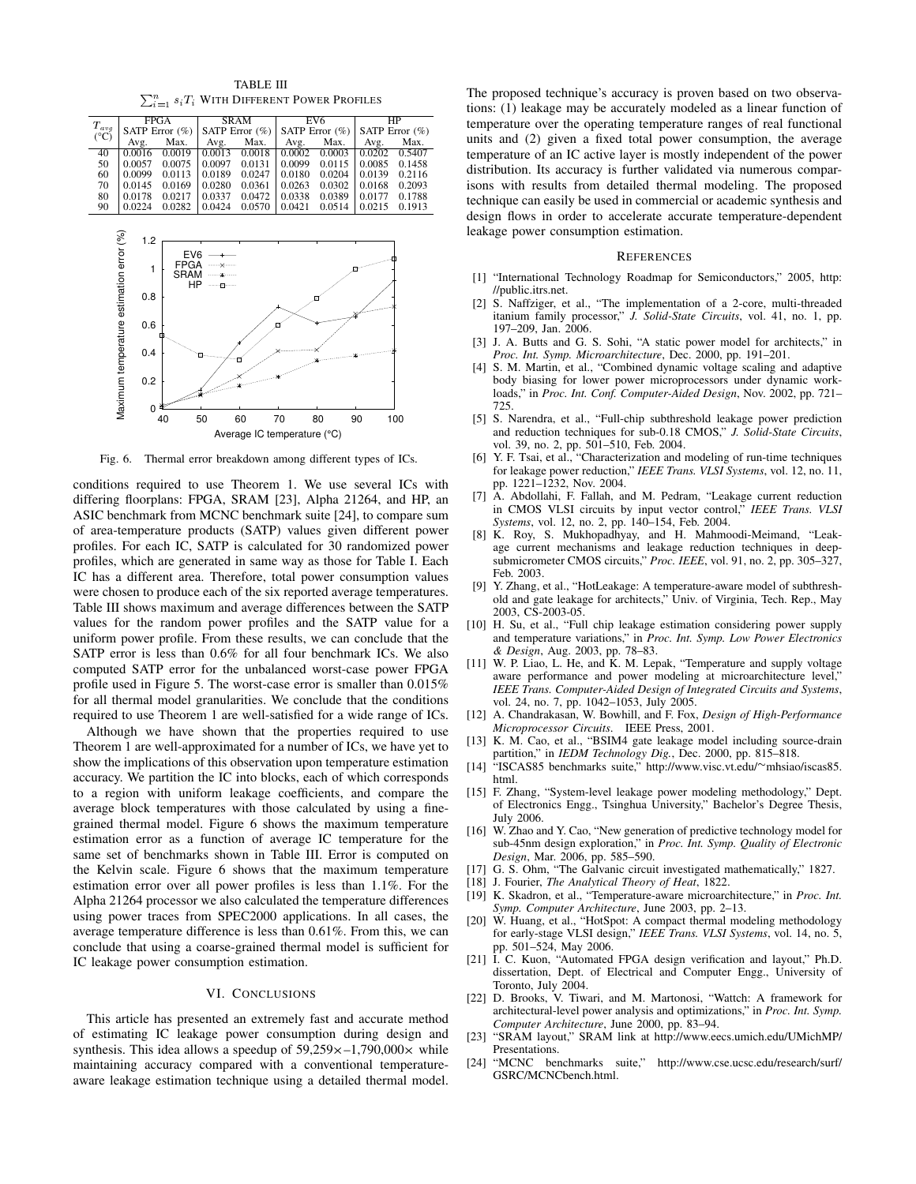TABLE III
$\sum_{i=1}^{n} s_i T_i$ WITH DIFFERENT POWER PROFILES

| $T_{avg}$ (°C) | FPGA SATP Error (%) | | SRAM SATP Error (%) | | EV6 SATP Error (%) | | HP SATP Error (%) | |
|---|---|---|---|---|---|---|---|---|
| | Avg. | Max. | Avg. | Max. | Avg. | Max. | Avg. | Max. |
| 40 | 0.0016 | 0.0019 | 0.0013 | 0.0018 | 0.0002 | 0.0003 | 0.0202 | 0.5407 |
| 50 | 0.0057 | 0.0075 | 0.0097 | 0.0131 | 0.0099 | 0.0115 | 0.0085 | 0.1458 |
| 60 | 0.0099 | 0.0113 | 0.0189 | 0.0247 | 0.0180 | 0.0204 | 0.0139 | 0.2116 |
| 70 | 0.0145 | 0.0169 | 0.0280 | 0.0361 | 0.0263 | 0.0302 | 0.0168 | 0.2093 |
| 80 | 0.0178 | 0.0217 | 0.0337 | 0.0472 | 0.0338 | 0.0389 | 0.0177 | 0.1788 |
| 90 | 0.0224 | 0.0282 | 0.0424 | 0.0570 | 0.0421 | 0.0514 | 0.0215 | 0.1913 |

Maximum temperature estimation error (%)
1.2
1
0.8
0.6
0.4
0.2
0
40 50 60 70 80 90 100
Average IC temperature (°C)
EV6
FPGA
SRAM
HP

Fig. 6. Thermal error breakdown among different types of ICs.

conditions required to use Theorem 1. We use several ICs with differing floorplans: FPGA, SRAM [23], Alpha 21264, and HP, an ASIC benchmark from MCNC benchmark suite [24], to compare sum of area-temperature products (SATP) values given different power profiles. For each IC, SATP is calculated for 30 randomized power profiles, which are generated in same way as those for Table I. Each IC has a different area. Therefore, total power consumption values were chosen to produce each of the six reported average temperatures. Table III shows maximum and average differences between the SATP values for the random power profiles and the SATP value for a uniform power profile. From these results, we can conclude that the SATP error is less than 0.6% for all four benchmark ICs. We also computed SATP error for the unbalanced worst-case power FPGA profile used in Figure 5. The worst-case error is smaller than 0.015% for all thermal model granularities. We conclude that the conditions required to use Theorem 1 are well-satisfied for a wide range of ICs.

Although we have shown that the properties required to use Theorem 1 are well-approximated for a number of ICs, we have yet to show the implications of this observation upon temperature estimation accuracy. We partition the IC into blocks, each of which corresponds to a region with uniform leakage coefficients, and compare the average block temperatures with those calculated by using a fine-grained thermal model. Figure 6 shows the maximum temperature estimation error as a function of average IC temperature for the same set of benchmarks shown in Table III. Error is computed on the Kelvin scale. Figure 6 shows that the maximum temperature estimation error over all power profiles is less than 1.1%. For the Alpha 21264 processor we also calculated the temperature differences using power traces from SPEC2000 applications. In all cases, the average temperature difference is less than 0.61%. From this, we can conclude that using a coarse-grained thermal model is sufficient for IC leakage power consumption estimation.

## VI. CONCLUSIONS

This article has presented an extremely fast and accurate method of estimating IC leakage power consumption during design and synthesis. This idea allows a speedup of 59,259×–1,790,000× while maintaining accuracy compared with a conventional temperature-aware leakage estimation technique using a detailed thermal model. The proposed technique's accuracy is proven based on two observations: (1) leakage may be accurately modeled as a linear function of temperature over the operating temperature ranges of real functional units and (2) given a fixed total power consumption, the average temperature of an IC active layer is mostly independent of the power distribution. Its accuracy is further validated via numerous comparisons with results from detailed thermal modeling. The proposed technique can easily be used in commercial or academic synthesis and design flows in order to accelerate accurate temperature-dependent leakage power consumption estimation.

## REFERENCES

[1] "International Technology Roadmap for Semiconductors," 2005, http://public.itrs.net.

[2] S. Naffziger, et al., "The implementation of a 2-core, multi-threaded itanium family processor," *J. Solid-State Circuits*, vol. 41, no. 1, pp. 197–209, Jan. 2006.

[3] J. A. Butts and G. S. Sohi, "A static power model for architects," in *Proc. Int. Symp. Microarchitecture*, Dec. 2000, pp. 191–201.

[4] S. M. Martin, et al., "Combined dynamic voltage scaling and adaptive body biasing for lower power microprocessors under dynamic workloads," in *Proc. Int. Conf. Computer-Aided Design*, Nov. 2002, pp. 721–725.

[5] S. Narendra, et al., "Full-chip subthreshold leakage power prediction and reduction techniques for sub-0.18 CMOS," *J. Solid-State Circuits*, vol. 39, no. 2, pp. 501–510, Feb. 2004.

[6] Y. F. Tsai, et al., "Characterization and modeling of run-time techniques for leakage power reduction," *IEEE Trans. VLSI Systems*, vol. 12, no. 11, pp. 1221–1232, Nov. 2004.

[7] A. Abdollahi, F. Fallah, and M. Pedram, "Leakage current reduction in CMOS VLSI circuits by input vector control," *IEEE Trans. VLSI Systems*, vol. 12, no. 2, pp. 140–154, Feb. 2004.

[8] K. Roy, S. Mukhopadhyay, and H. Mahmoodi-Meimand, "Leakage current mechanisms and leakage reduction techniques in deep-submicrometer CMOS circuits," *Proc. IEEE*, vol. 91, no. 2, pp. 305–327, Feb. 2003.

[9] Y. Zhang, et al., "HotLeakage: A temperature-aware model of subthreshold and gate leakage for architects," Univ. of Virginia, Tech. Rep., May 2003, CS-2003-05.

[10] H. Su, et al., "Full chip leakage estimation considering power supply and temperature variations," in *Proc. Int. Symp. Low Power Electronics & Design*, Aug. 2003, pp. 78–83.

[11] W. P. Liao, L. He, and K. M. Lepak, "Temperature and supply voltage aware performance and power modeling at microarchitecture level," *IEEE Trans. Computer-Aided Design of Integrated Circuits and Systems*, vol. 24, no. 7, pp. 1042–1053, July 2005.

[12] A. Chandrakasan, W. Bowhill, and F. Fox, *Design of High-Performance Microprocessor Circuits*. IEEE Press, 2001.

[13] K. M. Cao, et al., "BSIM4 gate leakage model including source-drain partition," in *IEDM Technology Dig.*, Dec. 2000, pp. 815–818.

[14] "ISCAS85 benchmarks suite," http://www.visc.vt.edu/~mhsiao/iscas85.html.

[15] F. Zhang, "System-level leakage power modeling methodology," Dept. of Electronics Engg., Tsinghua University," Bachelor's Degree Thesis, July 2006.

[16] W. Zhao and Y. Cao, "New generation of predictive technology model for sub-45nm design exploration," in *Proc. Int. Symp. Quality of Electronic Design*, Mar. 2006, pp. 585–590.

[17] G. S. Ohm, "The Galvanic circuit investigated mathematically," 1827.

[18] J. Fourier, *The Analytical Theory of Heat*, 1822.

[19] K. Skadron, et al., "Temperature-aware microarchitecture," in *Proc. Int. Symp. Computer Architecture*, June 2003, pp. 2–13.

[20] W. Huang, et al., "HotSpot: A compact thermal modeling methodology for early-stage VLSI design," *IEEE Trans. VLSI Systems*, vol. 14, no. 5, pp. 501–524, May 2006.

[21] I. C. Kuon, "Automated FPGA design verification and layout," Ph.D. dissertation, Dept. of Electrical and Computer Engg., University of Toronto, July 2004.

[22] D. Brooks, V. Tiwari, and M. Martonosi, "Wattch: A framework for architectural-level power analysis and optimizations," in *Proc. Int. Symp. Computer Architecture*, June 2000, pp. 83–94.

[23] "SRAM layout," SRAM link at http://www.eecs.umich.edu/UMichMP/Presentations.

[24] "MCNC benchmarks suite," http://www.cse.ucsc.edu/research/surf/GSRC/MCNCbench.html.